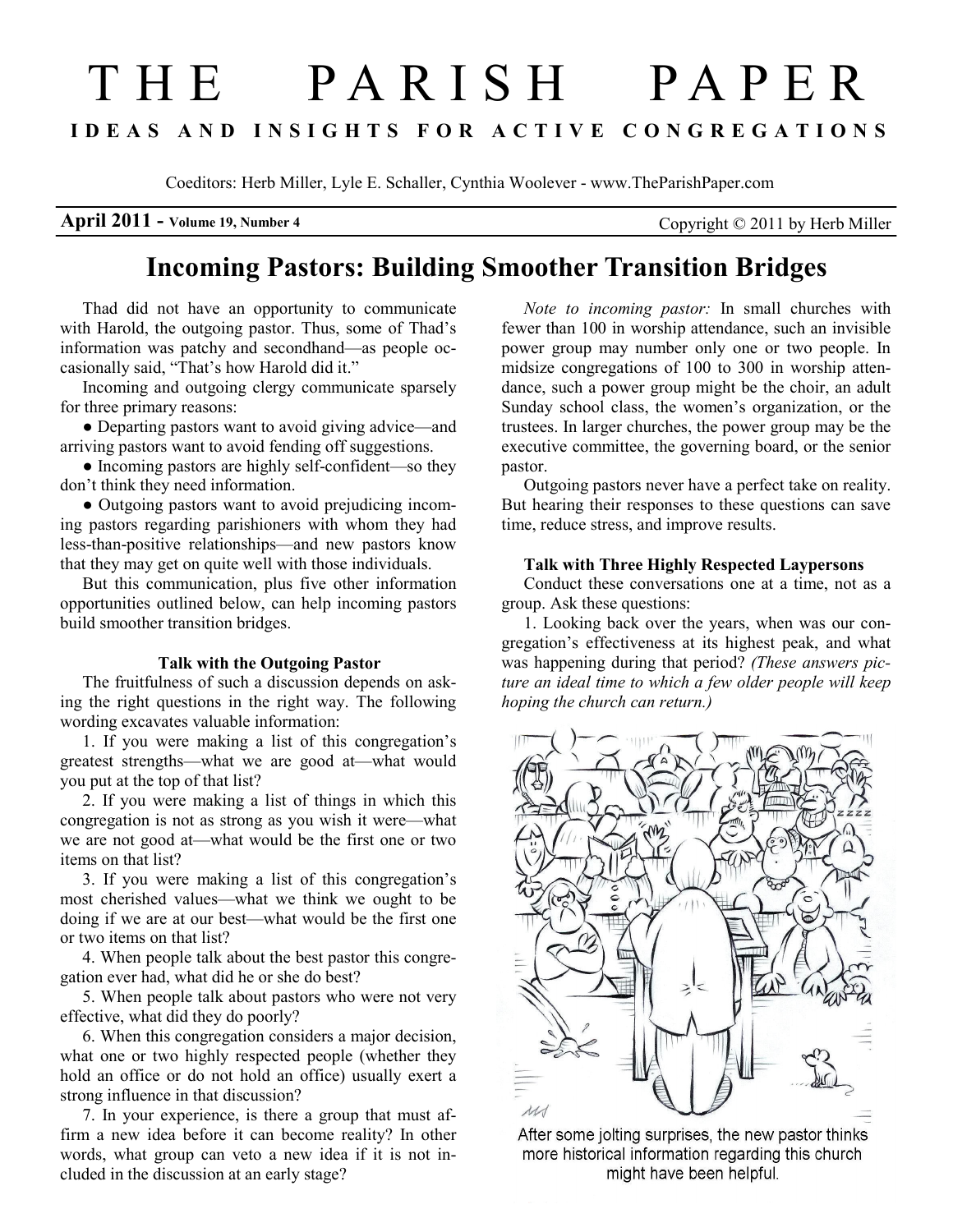# THE PARISH PAPER

**IDEAS AND INSIGHTS FOR ACTIVE CONGREGATIONS**

Coeditors: Herb Miller, Lyle E. Schaller, Cynthia Woolever - www.TheParishPaper.com

**April 2011 - Volume 19, Number 4** Copyright © 2011 by Herb Miller

## Incoming Pastors: Building Smoother Transition Bridges

Thad did not have an opportunity to communicate with Harold, the outgoing pastor. Thus, some of Thad's information was patchy and secondhand—as people occasionally said, "That's how Harold did it."

Incoming and outgoing clergy communicate sparsely for three primary reasons:

- Departing pastors want to avoid giving advice—and arriving pastors want to avoid fending off suggestions.
- Incoming pastors are highly self-confident—so they don't think they need information.
- Outgoing pastors want to avoid prejudicing incoming pastors regarding parishioners with whom they had less-than-positive relationships—and new pastors know that they may get on quite well with those individuals.

But this communication, plus five other information opportunities outlined below, can help incoming pastors build smoother transition bridges.

### Talk with the Outgoing Pastor

The fruitfulness of such a discussion depends on asking the right questions in the right way. The following wording excavates valuable information:

1. If you were making a list of this congregation's greatest strengths—what we are good at—what would you put at the top of that list?
2. If you were making a list of things in which this congregation is not as strong as you wish it were—what we are not good at—what would be the first one or two items on that list?
3. If you were making a list of this congregation's most cherished values—what we think we ought to be doing if we are at our best—what would be the first one or two items on that list?
4. When people talk about the best pastor this congregation ever had, what did he or she do best?
5. When people talk about pastors who were not very effective, what did they do poorly?
6. When this congregation considers a major decision, what one or two highly respected people (whether they hold an office or do not hold an office) usually exert a strong influence in that discussion?
7. In your experience, is there a group that must affirm a new idea before it can become reality? In other words, what group can veto a new idea if it is not included in the discussion at an early stage?

*Note to incoming pastor:* In small churches with fewer than 100 in worship attendance, such an invisible power group may number only one or two people. In midsize congregations of 100 to 300 in worship attendance, such a power group might be the choir, an adult Sunday school class, the women's organization, or the trustees. In larger churches, the power group may be the executive committee, the governing board, or the senior pastor.

Outgoing pastors never have a perfect take on reality. But hearing their responses to these questions can save time, reduce stress, and improve results.

### Talk with Three Highly Respected Laypersons

Conduct these conversations one at a time, not as a group. Ask these questions:

1. Looking back over the years, when was our congregation's effectiveness at its highest peak, and what was happening during that period? *(These answers picture an ideal time to which a few older people will keep hoping the church can return.)*

After some jolting surprises, the new pastor thinks more historical information regarding this church might have been helpful.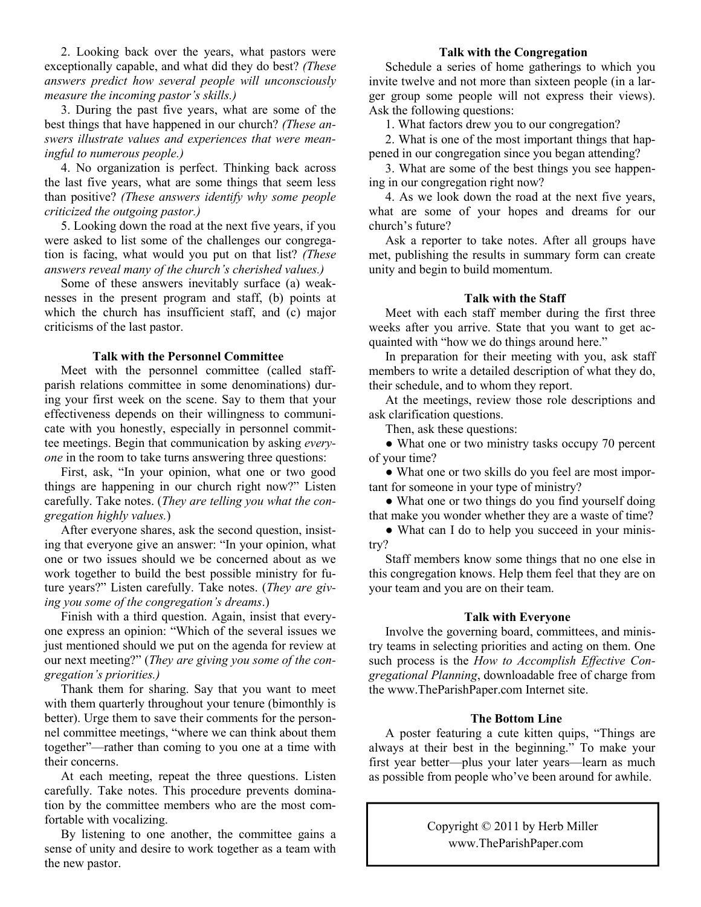2. Looking back over the years, what pastors were exceptionally capable, and what did they do best? *(These answers predict how several people will unconsciously measure the incoming pastor's skills.)*

3. During the past five years, what are some of the best things that have happened in our church? *(These answers illustrate values and experiences that were meaningful to numerous people.)*

4. No organization is perfect. Thinking back across the last five years, what are some things that seem less than positive? *(These answers identify why some people criticized the outgoing pastor.)*

5. Looking down the road at the next five years, if you were asked to list some of the challenges our congregation is facing, what would you put on that list? *(These answers reveal many of the church's cherished values.)*

Some of these answers inevitably surface (a) weaknesses in the present program and staff, (b) points at which the church has insufficient staff, and (c) major criticisms of the last pastor.

### Talk with the Personnel Committee

Meet with the personnel committee (called staff-parish relations committee in some denominations) during your first week on the scene. Say to them that your effectiveness depends on their willingness to communicate with you honestly, especially in personnel committee meetings. Begin that communication by asking *everyone* in the room to take turns answering three questions:

First, ask, "In your opinion, what one or two good things are happening in our church right now?" Listen carefully. Take notes. (*They are telling you what the congregation highly values.*)

After everyone shares, ask the second question, insisting that everyone give an answer: "In your opinion, what one or two issues should we be concerned about as we work together to build the best possible ministry for future years?" Listen carefully. Take notes. (*They are giving you some of the congregation's dreams*.)

Finish with a third question. Again, insist that everyone express an opinion: "Which of the several issues we just mentioned should we put on the agenda for review at our next meeting?" (*They are giving you some of the congregation's priorities.)*

Thank them for sharing. Say that you want to meet with them quarterly throughout your tenure (bimonthly is better). Urge them to save their comments for the personnel committee meetings, "where we can think about them together"—rather than coming to you one at a time with their concerns.

At each meeting, repeat the three questions. Listen carefully. Take notes. This procedure prevents domination by the committee members who are the most comfortable with vocalizing.

By listening to one another, the committee gains a sense of unity and desire to work together as a team with the new pastor.

### Talk with the Congregation

Schedule a series of home gatherings to which you invite twelve and not more than sixteen people (in a larger group some people will not express their views). Ask the following questions:

1. What factors drew you to our congregation?

2. What is one of the most important things that happened in our congregation since you began attending?

3. What are some of the best things you see happening in our congregation right now?

4. As we look down the road at the next five years, what are some of your hopes and dreams for our church's future?

Ask a reporter to take notes. After all groups have met, publishing the results in summary form can create unity and begin to build momentum.

### Talk with the Staff

Meet with each staff member during the first three weeks after you arrive. State that you want to get acquainted with "how we do things around here."

In preparation for their meeting with you, ask staff members to write a detailed description of what they do, their schedule, and to whom they report.

At the meetings, review those role descriptions and ask clarification questions.

Then, ask these questions:

- What one or two ministry tasks occupy 70 percent of your time?
- What one or two skills do you feel are most important for someone in your type of ministry?
- What one or two things do you find yourself doing that make you wonder whether they are a waste of time?
- What can I do to help you succeed in your ministry?

Staff members know some things that no one else in this congregation knows. Help them feel that they are on your team and you are on their team.

### Talk with Everyone

Involve the governing board, committees, and ministry teams in selecting priorities and acting on them. One such process is the *How to Accomplish Effective Congregational Planning*, downloadable free of charge from the www.TheParishPaper.com Internet site.

### The Bottom Line

A poster featuring a cute kitten quips, "Things are always at their best in the beginning." To make your first year better—plus your later years—learn as much as possible from people who've been around for awhile.

Copyright © 2011 by Herb Miller
www.TheParishPaper.com